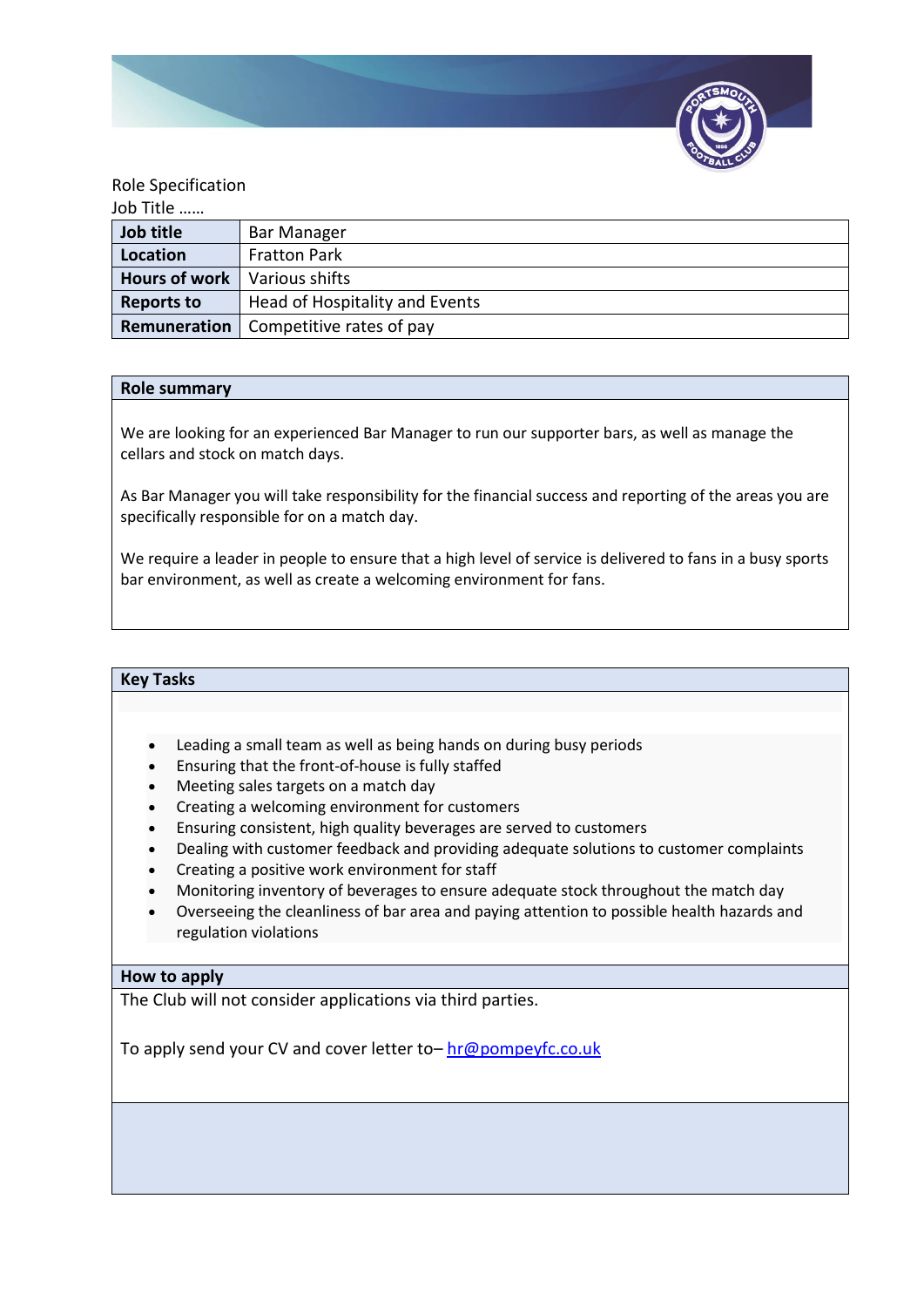Role Specification

Job Title ……

| **Job title** | Bar Manager |
|---|---|
| **Location** | Fratton Park |
| **Hours of work** | Various shifts |
| **Reports to** | Head of Hospitality and Events |
| **Remuneration** | Competitive rates of pay |

## Role summary

We are looking for an experienced Bar Manager to run our supporter bars, as well as manage the cellars and stock on match days.

As Bar Manager you will take responsibility for the financial success and reporting of the areas you are specifically responsible for on a match day.

We require a leader in people to ensure that a high level of service is delivered to fans in a busy sports bar environment, as well as create a welcoming environment for fans.

## Key Tasks

- Leading a small team as well as being hands on during busy periods
- Ensuring that the front-of-house is fully staffed
- Meeting sales targets on a match day
- Creating a welcoming environment for customers
- Ensuring consistent, high quality beverages are served to customers
- Dealing with customer feedback and providing adequate solutions to customer complaints
- Creating a positive work environment for staff
- Monitoring inventory of beverages to ensure adequate stock throughout the match day
- Overseeing the cleanliness of bar area and paying attention to possible health hazards and regulation violations

## How to apply

The Club will not consider applications via third parties.

To apply send your CV and cover letter to– hr@pompeyfc.co.uk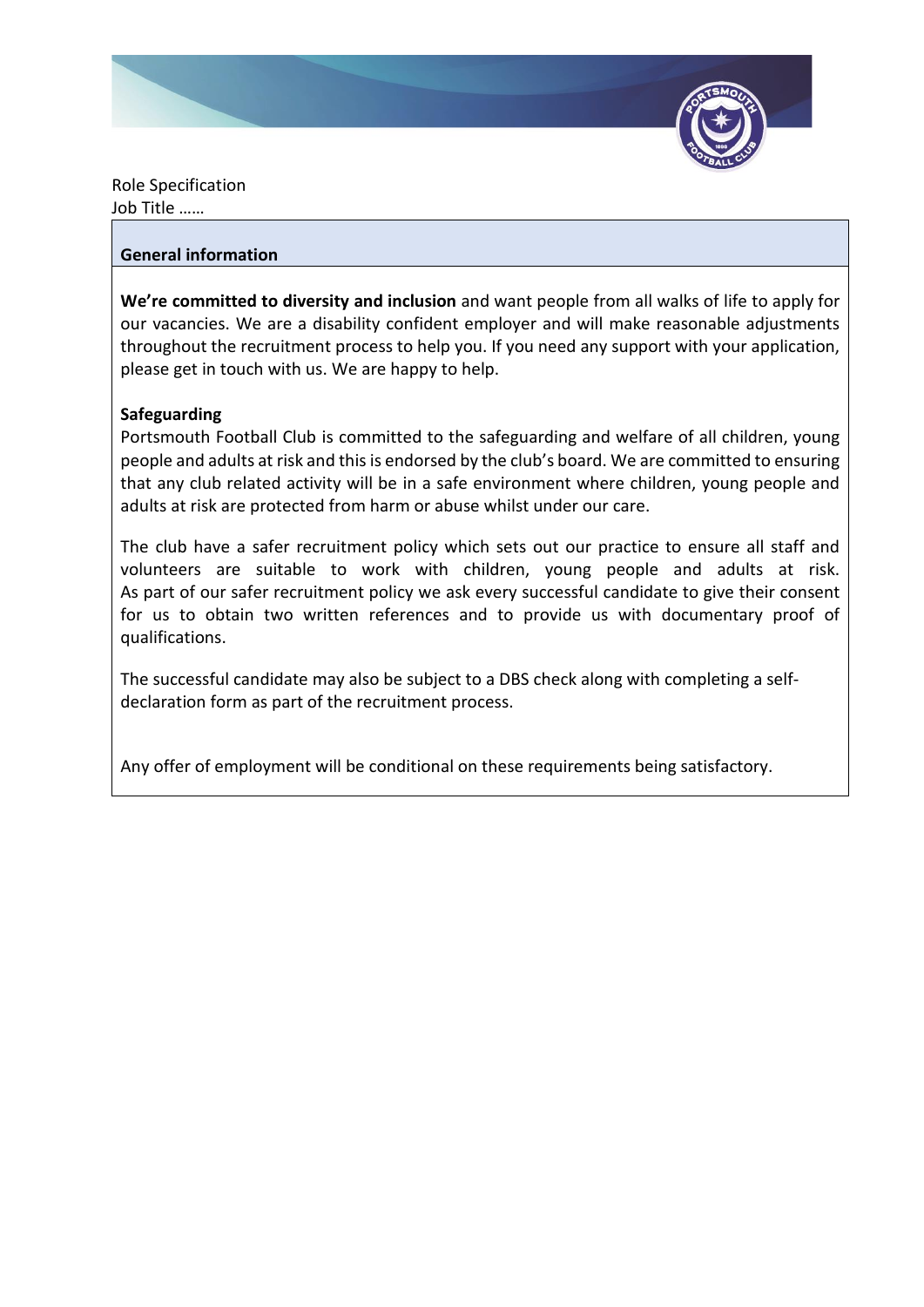Role Specification
Job Title ……

### General information

**We're committed to diversity and inclusion** and want people from all walks of life to apply for our vacancies. We are a disability confident employer and will make reasonable adjustments throughout the recruitment process to help you. If you need any support with your application, please get in touch with us. We are happy to help.

**Safeguarding**
Portsmouth Football Club is committed to the safeguarding and welfare of all children, young people and adults at risk and this is endorsed by the club's board. We are committed to ensuring that any club related activity will be in a safe environment where children, young people and adults at risk are protected from harm or abuse whilst under our care.

The club have a safer recruitment policy which sets out our practice to ensure all staff and volunteers are suitable to work with children, young people and adults at risk. As part of our safer recruitment policy we ask every successful candidate to give their consent for us to obtain two written references and to provide us with documentary proof of qualifications.

The successful candidate may also be subject to a DBS check along with completing a self-declaration form as part of the recruitment process.

Any offer of employment will be conditional on these requirements being satisfactory.